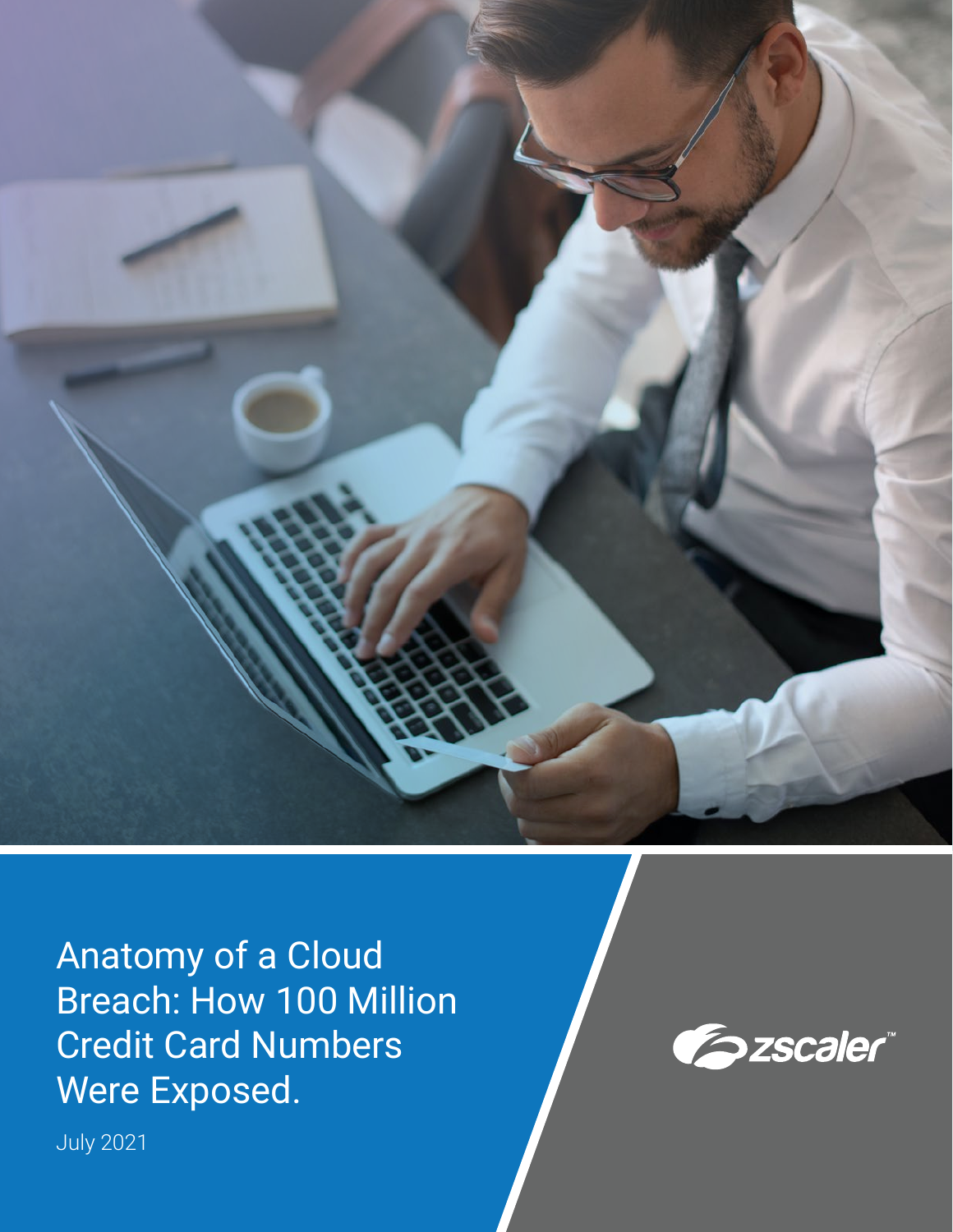# Anatomy of a Cloud Breach: How 100 Million Credit Card Numbers Were Exposed.

July 2021

zscaler™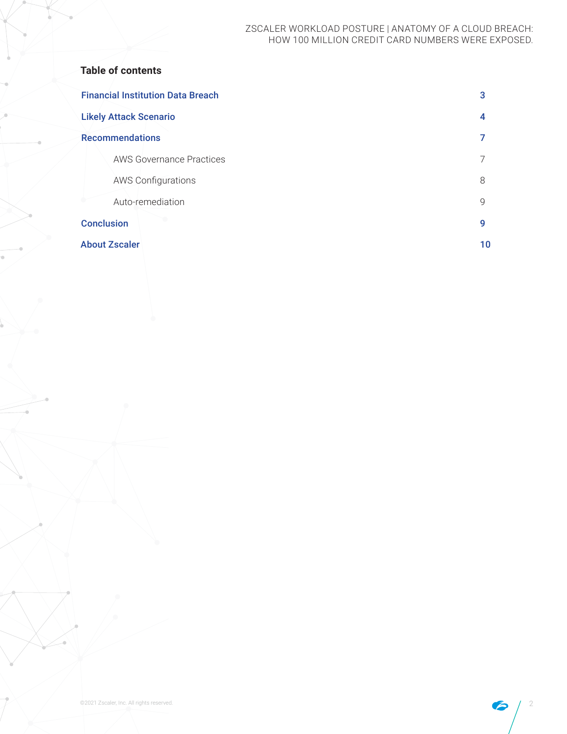## Table of contents

| | |
|---|---|
| **Financial Institution Data Breach** | **3** |
| **Likely Attack Scenario** | **4** |
| **Recommendations** | **7** |
| AWS Governance Practices | 7 |
| AWS Configurations | 8 |
| Auto-remediation | 9 |
| **Conclusion** | **9** |
| **About Zscaler** | **10** |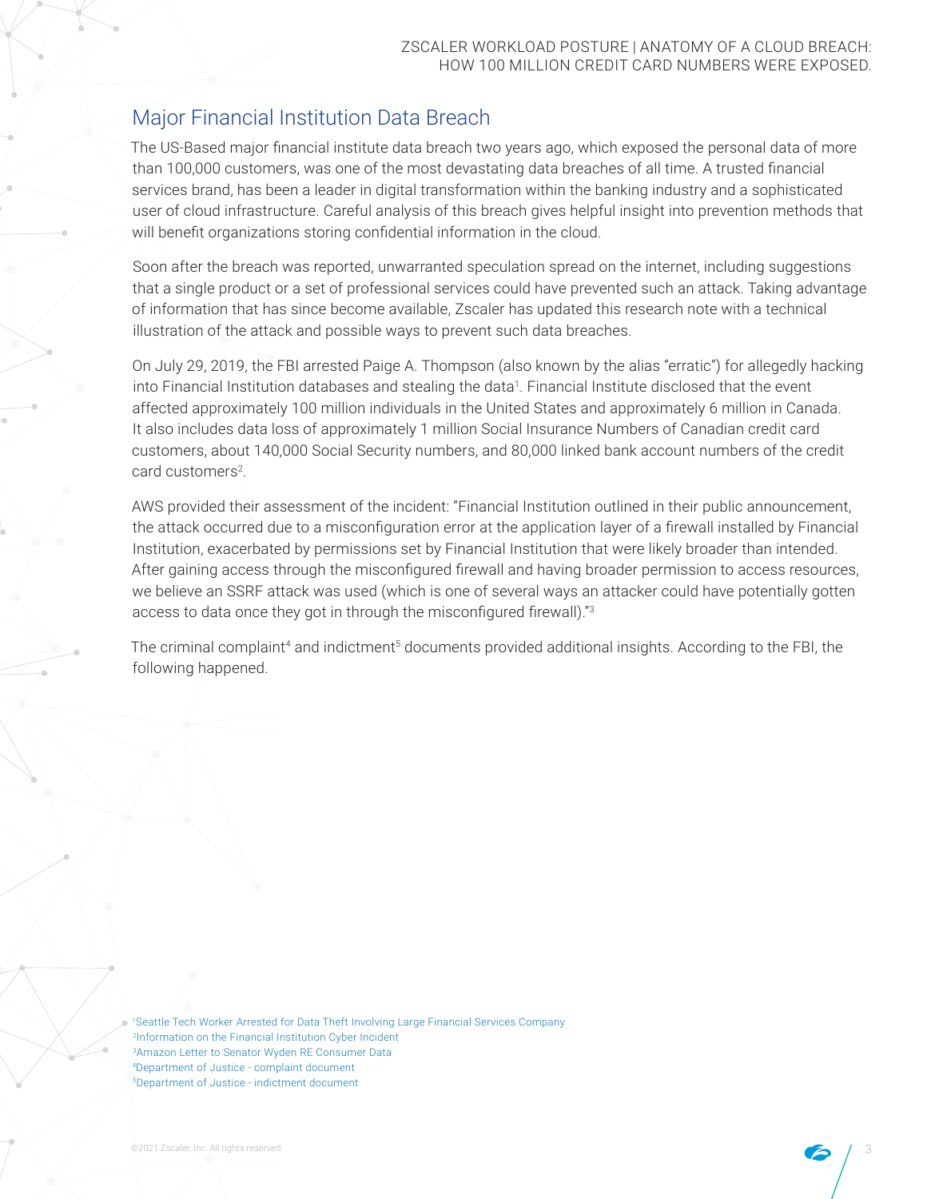## Major Financial Institution Data Breach

The US-Based major financial institute data breach two years ago, which exposed the personal data of more than 100,000 customers, was one of the most devastating data breaches of all time. A trusted financial services brand, has been a leader in digital transformation within the banking industry and a sophisticated user of cloud infrastructure. Careful analysis of this breach gives helpful insight into prevention methods that will benefit organizations storing confidential information in the cloud.

Soon after the breach was reported, unwarranted speculation spread on the internet, including suggestions that a single product or a set of professional services could have prevented such an attack. Taking advantage of information that has since become available, Zscaler has updated this research note with a technical illustration of the attack and possible ways to prevent such data breaches.

On July 29, 2019, the FBI arrested Paige A. Thompson (also known by the alias "erratic") for allegedly hacking into Financial Institution databases and stealing the data[1]. Financial Institute disclosed that the event affected approximately 100 million individuals in the United States and approximately 6 million in Canada. It also includes data loss of approximately 1 million Social Insurance Numbers of Canadian credit card customers, about 140,000 Social Security numbers, and 80,000 linked bank account numbers of the credit card customers[2].

AWS provided their assessment of the incident: "Financial Institution outlined in their public announcement, the attack occurred due to a misconfiguration error at the application layer of a firewall installed by Financial Institution, exacerbated by permissions set by Financial Institution that were likely broader than intended. After gaining access through the misconfigured firewall and having broader permission to access resources, we believe an SSRF attack was used (which is one of several ways an attacker could have potentially gotten access to data once they got in through the misconfigured firewall)."[3]

The criminal complaint[4] and indictment[5] documents provided additional insights. According to the FBI, the following happened.

[1] Seattle Tech Worker Arrested for Data Theft Involving Large Financial Services Company
[2] Information on the Financial Institution Cyber Incident
[3] Amazon Letter to Senator Wyden RE Consumer Data
[4] Department of Justice - complaint document
[5] Department of Justice - indictment document

©2021 Zscaler, Inc. All rights reserved.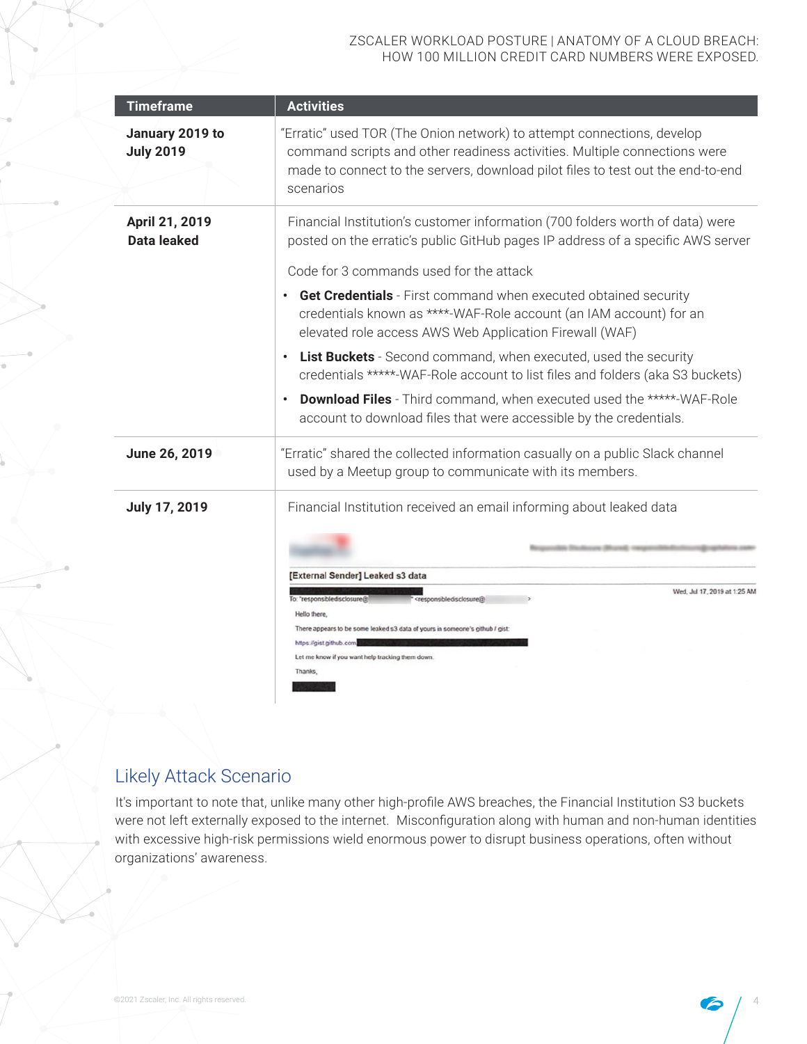| Timeframe | Activities |
|---|---|
| **January 2019 to July 2019** | "Erratic" used TOR (The Onion network) to attempt connections, develop command scripts and other readiness activities. Multiple connections were made to connect to the servers, download pilot files to test out the end-to-end scenarios |
| **April 21, 2019 Data leaked** | Financial Institution's customer information (700 folders worth of data) were posted on the erratic's public GitHub pages IP address of a specific AWS server<br><br>Code for 3 commands used for the attack<br><br>• **Get Credentials** - First command when executed obtained security credentials known as ****-WAF-Role account (an IAM account) for an elevated role access AWS Web Application Firewall (WAF)<br>• **List Buckets** - Second command, when executed, used the security credentials *****-WAF-Role account to list files and folders (aka S3 buckets)<br>• **Download Files** - Third command, when executed used the *****-WAF-Role account to download files that were accessible by the credentials. |
| **June 26, 2019** | "Erratic" shared the collected information casually on a public Slack channel used by a Meetup group to communicate with its members. |
| **July 17, 2019** | Financial Institution received an email informing about leaked data<br><br>**[External Sender] Leaked s3 data**<br>To: "responsibledisclosure@ <responsibledisclosure@ ><br>Wed, Jul 17, 2019 at 1:25 AM<br>Hello there,<br>There appears to be some leaked s3 data of yours in someone's github / gist:<br>https://gist.github.com<br>Let me know if you want help tracking them down.<br>Thanks, |

## Likely Attack Scenario

It's important to note that, unlike many other high-profile AWS breaches, the Financial Institution S3 buckets were not left externally exposed to the internet. Misconfiguration along with human and non-human identities with excessive high-risk permissions wield enormous power to disrupt business operations, often without organizations' awareness.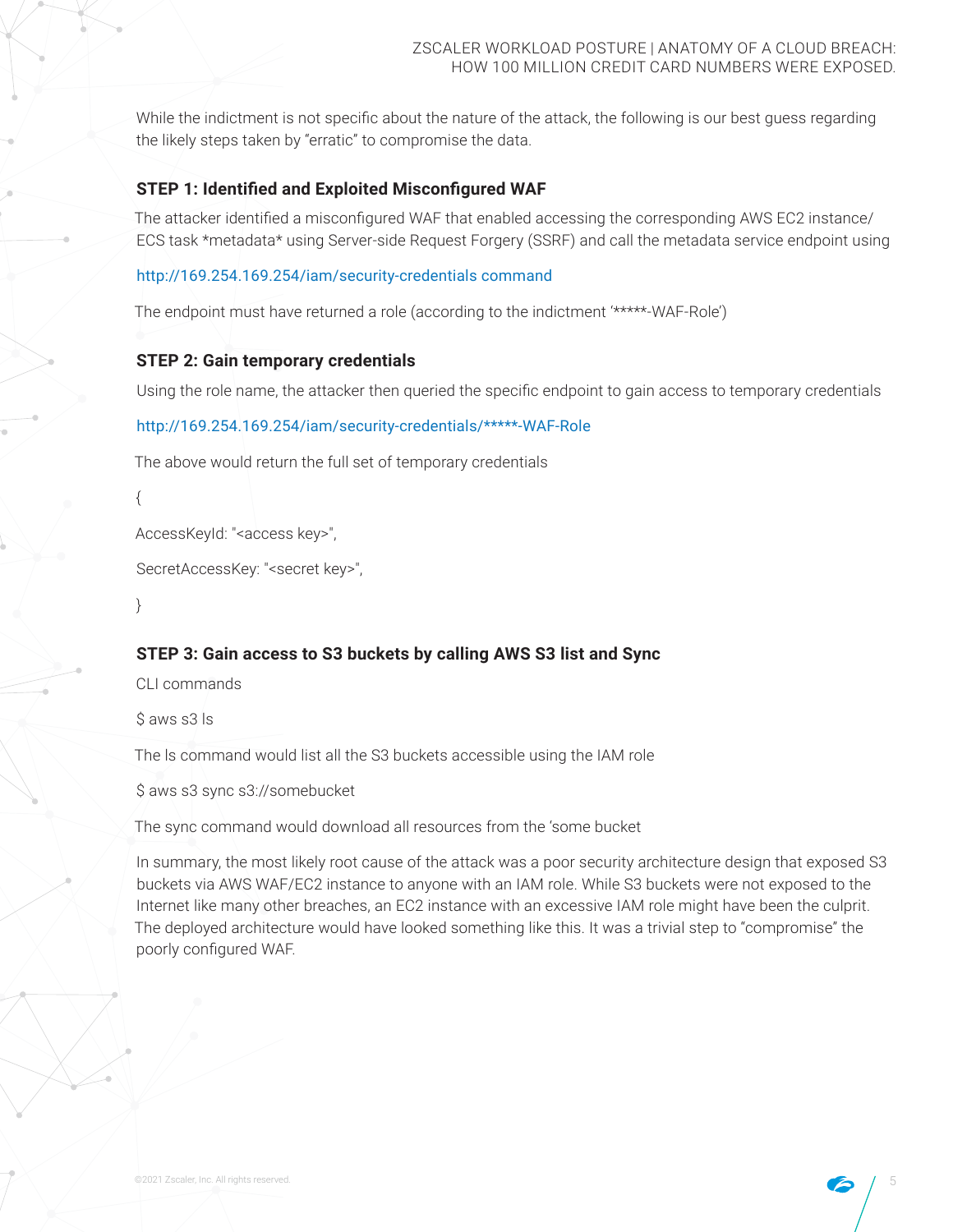While the indictment is not specific about the nature of the attack, the following is our best guess regarding the likely steps taken by "erratic" to compromise the data.

### STEP 1: Identified and Exploited Misconfigured WAF

The attacker identified a misconfigured WAF that enabled accessing the corresponding AWS EC2 instance/ ECS task *metadata* using Server-side Request Forgery (SSRF) and call the metadata service endpoint using

http://169.254.169.254/iam/security-credentials command

The endpoint must have returned a role (according to the indictment '*****-WAF-Role')

### STEP 2: Gain temporary credentials

Using the role name, the attacker then queried the specific endpoint to gain access to temporary credentials

http://169.254.169.254/iam/security-credentials/*****-WAF-Role

The above would return the full set of temporary credentials

```
{
AccessKeyId: "<access key>",
SecretAccessKey: "<secret key>",
}
```

### STEP 3: Gain access to S3 buckets by calling AWS S3 list and Sync

CLI commands

```
$ aws s3 ls
```

The ls command would list all the S3 buckets accessible using the IAM role

```
$ aws s3 sync s3://somebucket
```

The sync command would download all resources from the 'some bucket

In summary, the most likely root cause of the attack was a poor security architecture design that exposed S3 buckets via AWS WAF/EC2 instance to anyone with an IAM role. While S3 buckets were not exposed to the Internet like many other breaches, an EC2 instance with an excessive IAM role might have been the culprit. The deployed architecture would have looked something like this. It was a trivial step to "compromise" the poorly configured WAF.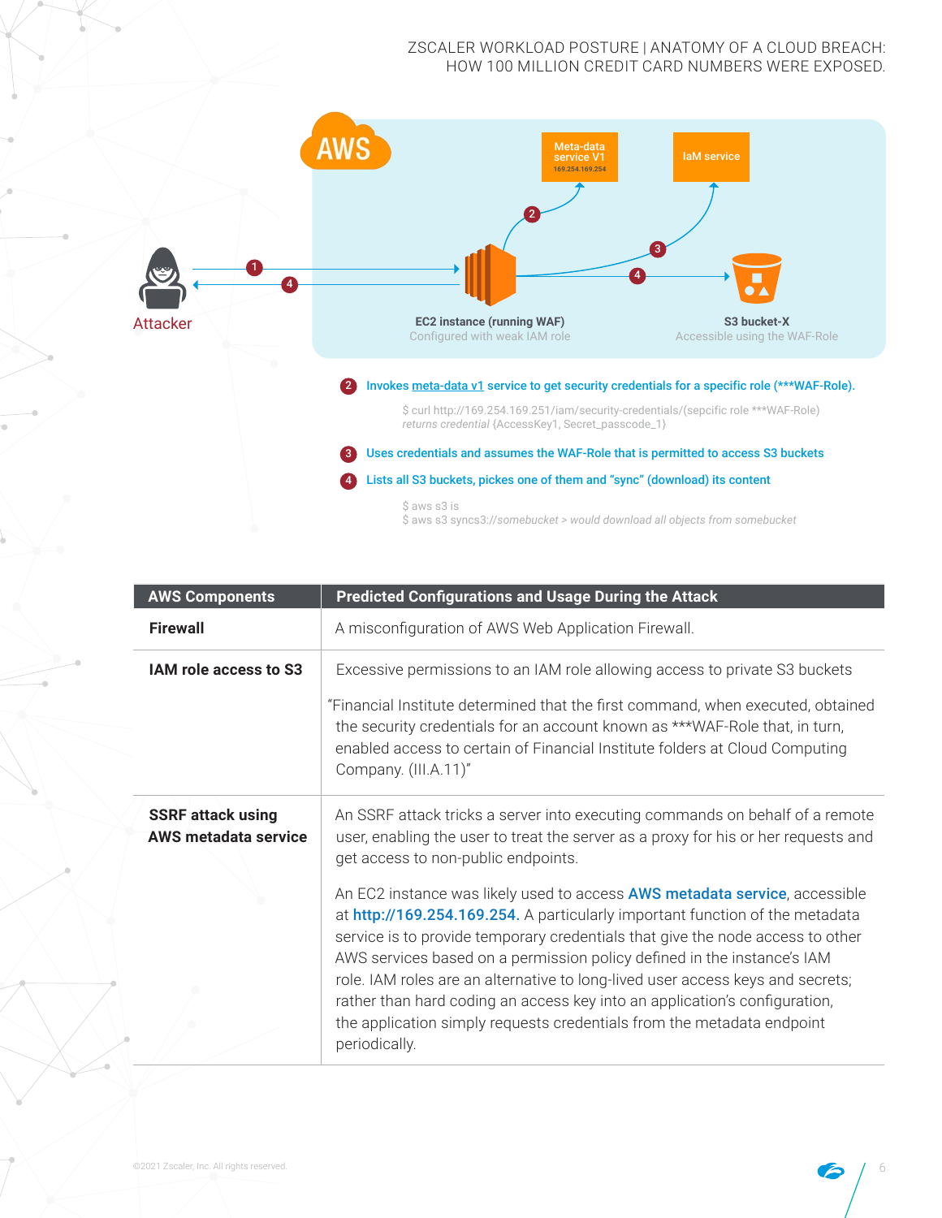**Attacker**

**EC2 instance (running WAF)**
Configured with weak IAM role

**S3 bucket-X**
Accessible using the WAF-Role

Meta-data service V1 169.254.169.254

IaM service

2 Invokes meta-data v1 service to get security credentials for a specific role (***WAF-Role).

```
$ curl http://169.254.169.251/iam/security-credentials/(sepcific role ***WAF-Role)
returns credential {AccessKey1, Secret_passcode_1}
```

3 Uses credentials and assumes the WAF-Role that is permitted to access S3 buckets

4 Lists all S3 buckets, picks one of them and "sync" (download) its content

```
$ aws s3 is
$ aws s3 syncs3://somebucket > would download all objects from somebucket
```

| AWS Components | Predicted Configurations and Usage During the Attack |
|---|---|
| **Firewall** | A misconfiguration of AWS Web Application Firewall. |
| **IAM role access to S3** | Excessive permissions to an IAM role allowing access to private S3 buckets<br><br>"Financial Institute determined that the first command, when executed, obtained the security credentials for an account known as ***WAF-Role that, in turn, enabled access to certain of Financial Institute folders at Cloud Computing Company. (III.A.11)" |
| **SSRF attack using AWS metadata service** | An SSRF attack tricks a server into executing commands on behalf of a remote user, enabling the user to treat the server as a proxy for his or her requests and get access to non-public endpoints.<br><br>An EC2 instance was likely used to access **AWS metadata service**, accessible at **http://169.254.169.254.** A particularly important function of the metadata service is to provide temporary credentials that give the node access to other AWS services based on a permission policy defined in the instance's IAM role. IAM roles are an alternative to long-lived user access keys and secrets; rather than hard coding an access key into an application's configuration, the application simply requests credentials from the metadata endpoint periodically. |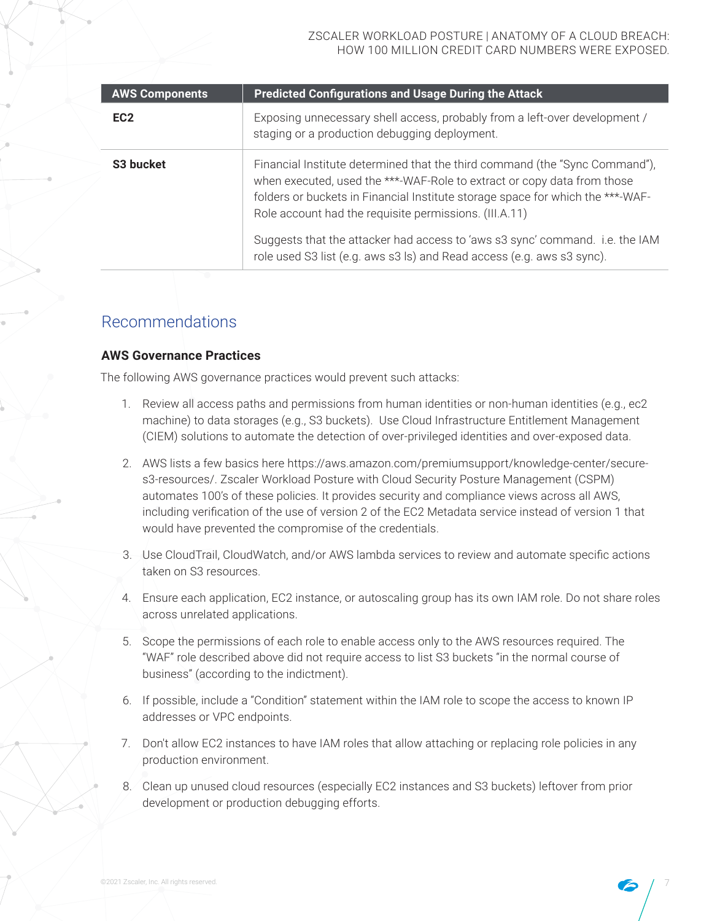| AWS Components | Predicted Configurations and Usage During the Attack |
| --- | --- |
| **EC2** | Exposing unnecessary shell access, probably from a left-over development / staging or a production debugging deployment. |
| **S3 bucket** | Financial Institute determined that the third command (the "Sync Command"), when executed, used the ***-WAF-Role to extract or copy data from those folders or buckets in Financial Institute storage space for which the ***-WAF-Role account had the requisite permissions. (III.A.11)<br><br>Suggests that the attacker had access to 'aws s3 sync' command. i.e. the IAM role used S3 list (e.g. aws s3 ls) and Read access (e.g. aws s3 sync). |

## Recommendations

### AWS Governance Practices

The following AWS governance practices would prevent such attacks:

1. Review all access paths and permissions from human identities or non-human identities (e.g., ec2 machine) to data storages (e.g., S3 buckets). Use Cloud Infrastructure Entitlement Management (CIEM) solutions to automate the detection of over-privileged identities and over-exposed data.
2. AWS lists a few basics here https://aws.amazon.com/premiumsupport/knowledge-center/secure-s3-resources/. Zscaler Workload Posture with Cloud Security Posture Management (CSPM) automates 100's of these policies. It provides security and compliance views across all AWS, including verification of the use of version 2 of the EC2 Metadata service instead of version 1 that would have prevented the compromise of the credentials.
3. Use CloudTrail, CloudWatch, and/or AWS lambda services to review and automate specific actions taken on S3 resources.
4. Ensure each application, EC2 instance, or autoscaling group has its own IAM role. Do not share roles across unrelated applications.
5. Scope the permissions of each role to enable access only to the AWS resources required. The "WAF" role described above did not require access to list S3 buckets "in the normal course of business" (according to the indictment).
6. If possible, include a "Condition" statement within the IAM role to scope the access to known IP addresses or VPC endpoints.
7. Don't allow EC2 instances to have IAM roles that allow attaching or replacing role policies in any production environment.
8. Clean up unused cloud resources (especially EC2 instances and S3 buckets) leftover from prior development or production debugging efforts.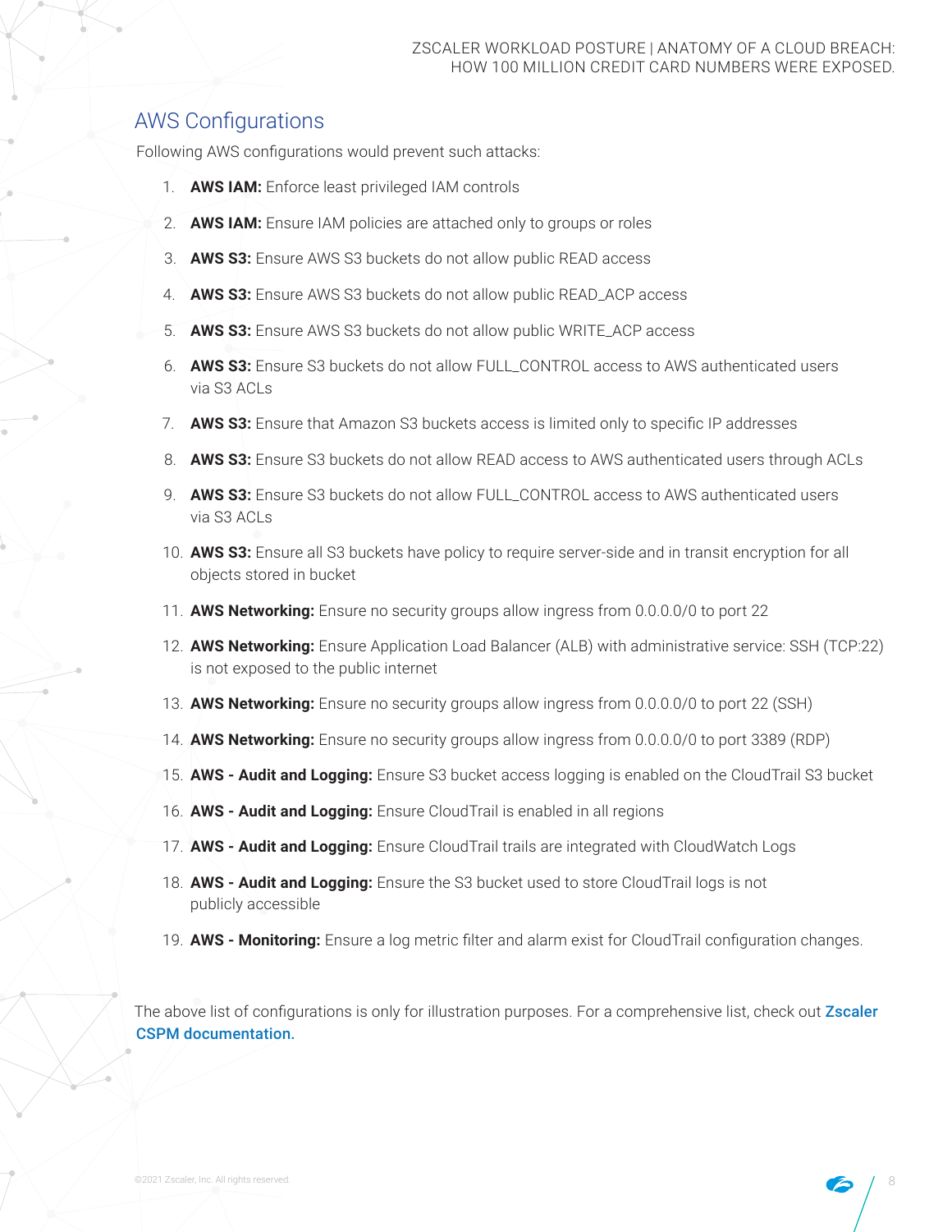## AWS Configurations

Following AWS configurations would prevent such attacks:

1. **AWS IAM:** Enforce least privileged IAM controls
2. **AWS IAM:** Ensure IAM policies are attached only to groups or roles
3. **AWS S3:** Ensure AWS S3 buckets do not allow public READ access
4. **AWS S3:** Ensure AWS S3 buckets do not allow public READ_ACP access
5. **AWS S3:** Ensure AWS S3 buckets do not allow public WRITE_ACP access
6. **AWS S3:** Ensure S3 buckets do not allow FULL_CONTROL access to AWS authenticated users via S3 ACLs
7. **AWS S3:** Ensure that Amazon S3 buckets access is limited only to specific IP addresses
8. **AWS S3:** Ensure S3 buckets do not allow READ access to AWS authenticated users through ACLs
9. **AWS S3:** Ensure S3 buckets do not allow FULL_CONTROL access to AWS authenticated users via S3 ACLs
10. **AWS S3:** Ensure all S3 buckets have policy to require server-side and in transit encryption for all objects stored in bucket
11. **AWS Networking:** Ensure no security groups allow ingress from 0.0.0.0/0 to port 22
12. **AWS Networking:** Ensure Application Load Balancer (ALB) with administrative service: SSH (TCP:22) is not exposed to the public internet
13. **AWS Networking:** Ensure no security groups allow ingress from 0.0.0.0/0 to port 22 (SSH)
14. **AWS Networking:** Ensure no security groups allow ingress from 0.0.0.0/0 to port 3389 (RDP)
15. **AWS - Audit and Logging:** Ensure S3 bucket access logging is enabled on the CloudTrail S3 bucket
16. **AWS - Audit and Logging:** Ensure CloudTrail is enabled in all regions
17. **AWS - Audit and Logging:** Ensure CloudTrail trails are integrated with CloudWatch Logs
18. **AWS - Audit and Logging:** Ensure the S3 bucket used to store CloudTrail logs is not publicly accessible
19. **AWS - Monitoring:** Ensure a log metric filter and alarm exist for CloudTrail configuration changes.

The above list of configurations is only for illustration purposes. For a comprehensive list, check out **Zscaler CSPM documentation.**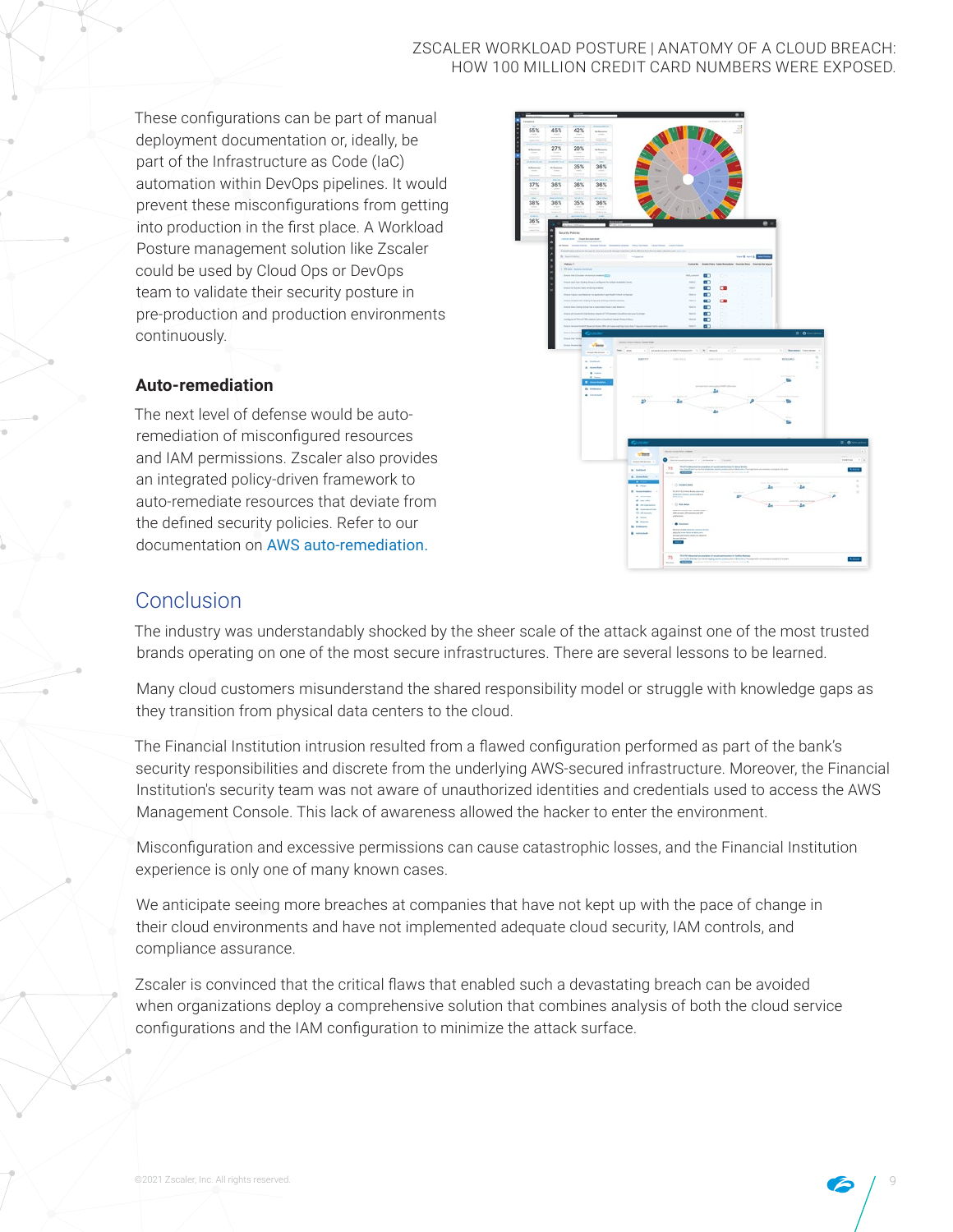These configurations can be part of manual deployment documentation or, ideally, be part of the Infrastructure as Code (IaC) automation within DevOps pipelines. It would prevent these misconfigurations from getting into production in the first place. A Workload Posture management solution like Zscaler could be used by Cloud Ops or DevOps team to validate their security posture in pre-production and production environments continuously.

### Auto-remediation

The next level of defense would be auto-remediation of misconfigured resources and IAM permissions. Zscaler also provides an integrated policy-driven framework to auto-remediate resources that deviate from the defined security policies. Refer to our documentation on AWS auto-remediation.

## Conclusion

The industry was understandably shocked by the sheer scale of the attack against one of the most trusted brands operating on one of the most secure infrastructures. There are several lessons to be learned.

Many cloud customers misunderstand the shared responsibility model or struggle with knowledge gaps as they transition from physical data centers to the cloud.

The Financial Institution intrusion resulted from a flawed configuration performed as part of the bank's security responsibilities and discrete from the underlying AWS-secured infrastructure. Moreover, the Financial Institution's security team was not aware of unauthorized identities and credentials used to access the AWS Management Console. This lack of awareness allowed the hacker to enter the environment.

Misconfiguration and excessive permissions can cause catastrophic losses, and the Financial Institution experience is only one of many known cases.

We anticipate seeing more breaches at companies that have not kept up with the pace of change in their cloud environments and have not implemented adequate cloud security, IAM controls, and compliance assurance.

Zscaler is convinced that the critical flaws that enabled such a devastating breach can be avoided when organizations deploy a comprehensive solution that combines analysis of both the cloud service configurations and the IAM configuration to minimize the attack surface.

©2021 Zscaler, Inc. All rights reserved.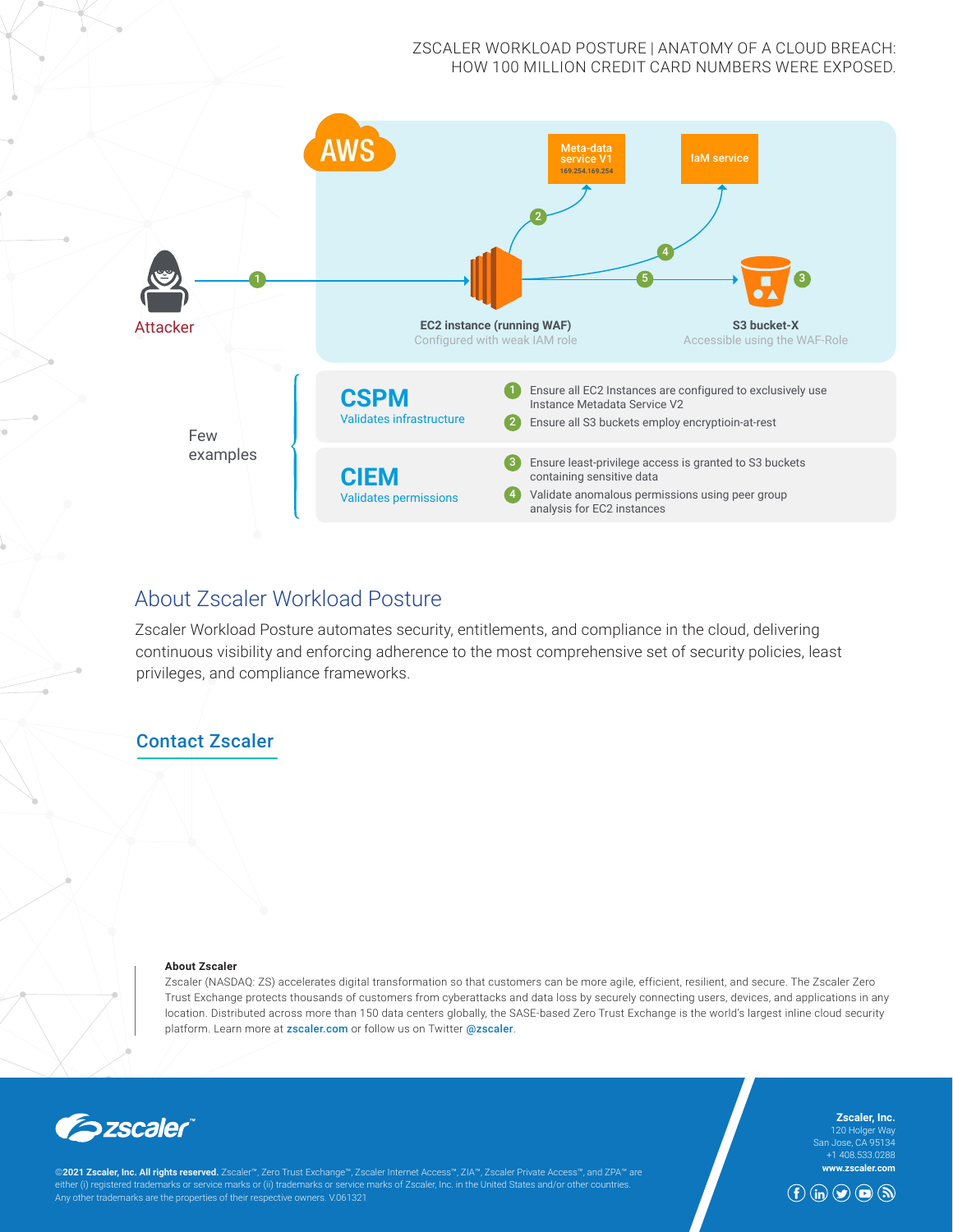AWS

Meta-data service V1
169.254.169.254

IaM service

Attacker

EC2 instance (running WAF)
Configured with weak IAM role

S3 bucket-X
Accessible using the WAF-Role

Few examples

**CSPM**
Validates infrastructure

1. Ensure all EC2 Instances are configured to exclusively use Instance Metadata Service V2
2. Ensure all S3 buckets employ encryptioin-at-rest

**CIEM**
Validates permissions

3. Ensure least-privilege access is granted to S3 buckets containing sensitive data
4. Validate anomalous permissions using peer group analysis for EC2 instances

## About Zscaler Workload Posture

Zscaler Workload Posture automates security, entitlements, and compliance in the cloud, delivering continuous visibility and enforcing adherence to the most comprehensive set of security policies, least privileges, and compliance frameworks.

### Contact Zscaler

**About Zscaler**

Zscaler (NASDAQ: ZS) accelerates digital transformation so that customers can be more agile, efficient, resilient, and secure. The Zscaler Zero Trust Exchange protects thousands of customers from cyberattacks and data loss by securely connecting users, devices, and applications in any location. Distributed across more than 150 data centers globally, the SASE-based Zero Trust Exchange is the world's largest inline cloud security platform. Learn more at zscaler.com or follow us on Twitter @zscaler.

zscaler™

©**2021 Zscaler, Inc. All rights reserved.** Zscaler™, Zero Trust Exchange™, Zscaler Internet Access™, ZIA™, Zscaler Private Access™, and ZPA™ are either (i) registered trademarks or service marks or (ii) trademarks or service marks of Zscaler, Inc. in the United States and/or other countries. Any other trademarks are the properties of their respective owners. V.061321

**Zscaler, Inc.**
120 Holger Way
San Jose, CA 95134
+1 408.533.0288
**www.zscaler.com**